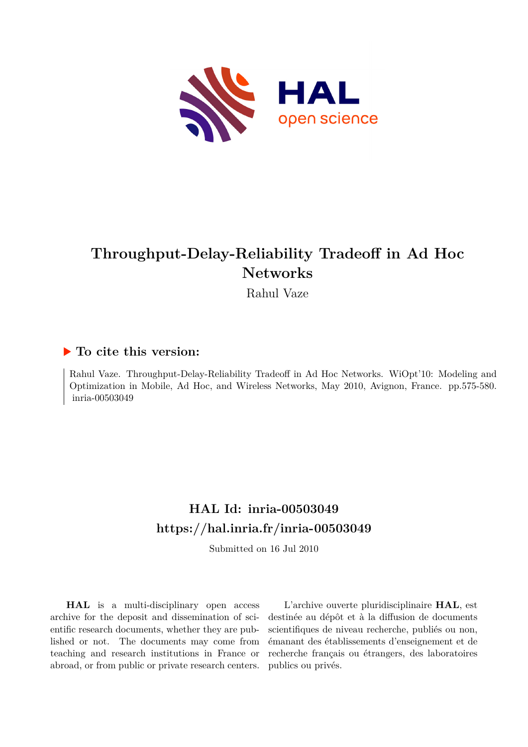# Throughput-Delay-Reliability Tradeoff in Ad Hoc Networks

Rahul Vaze

## To cite this version:

Rahul Vaze. Throughput-Delay-Reliability Tradeoff in Ad Hoc Networks. WiOpt'10: Modeling and Optimization in Mobile, Ad Hoc, and Wireless Networks, May 2010, Avignon, France. pp.575-580. inria-00503049

## HAL Id: inria-00503049
## https://hal.inria.fr/inria-00503049

Submitted on 16 Jul 2010

**HAL** is a multi-disciplinary open access archive for the deposit and dissemination of scientific research documents, whether they are published or not. The documents may come from teaching and research institutions in France or abroad, or from public or private research centers.

L'archive ouverte pluridisciplinaire **HAL**, est destinée au dépôt et à la diffusion de documents scientifiques de niveau recherche, publiés ou non, émanant des établissements d'enseignement et de recherche français ou étrangers, des laboratoires publics ou privés.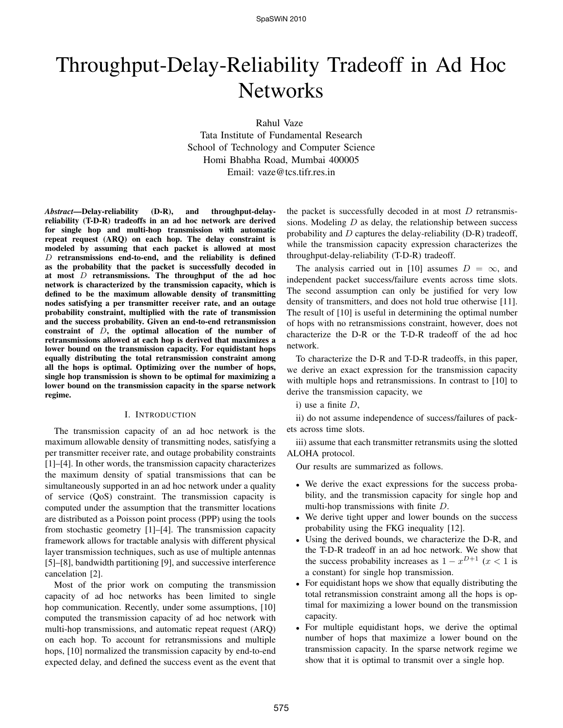# Throughput-Delay-Reliability Tradeoff in Ad Hoc Networks

Rahul Vaze
Tata Institute of Fundamental Research
School of Technology and Computer Science
Homi Bhabha Road, Mumbai 400005
Email: vaze@tcs.tifr.res.in

***Abstract*—Delay-reliability (D-R), and throughput-delay-reliability (T-D-R) tradeoffs in an ad hoc network are derived for single hop and multi-hop transmission with automatic repeat request (ARQ) on each hop. The delay constraint is modeled by assuming that each packet is allowed at most $D$ retransmissions end-to-end, and the reliability is defined as the probability that the packet is successfully decoded in at most $D$ retransmissions. The throughput of the ad hoc network is characterized by the transmission capacity, which is defined to be the maximum allowable density of transmitting nodes satisfying a per transmitter receiver rate, and an outage probability constraint, multiplied with the rate of transmission and the success probability. Given an end-to-end retransmission constraint of $D$, the optimal allocation of the number of retransmissions allowed at each hop is derived that maximizes a lower bound on the transmission capacity. For equidistant hops equally distributing the total retransmission constraint among all the hops is optimal. Optimizing over the number of hops, single hop transmission is shown to be optimal for maximizing a lower bound on the transmission capacity in the sparse network regime.**

## I. Introduction

The transmission capacity of an ad hoc network is the maximum allowable density of transmitting nodes, satisfying a per transmitter receiver rate, and outage probability constraints [1]–[4]. In other words, the transmission capacity characterizes the maximum density of spatial transmissions that can be simultaneously supported in an ad hoc network under a quality of service (QoS) constraint. The transmission capacity is computed under the assumption that the transmitter locations are distributed as a Poisson point process (PPP) using the tools from stochastic geometry [1]–[4]. The transmission capacity framework allows for tractable analysis with different physical layer transmission techniques, such as use of multiple antennas [5]–[8], bandwidth partitioning [9], and successive interference cancelation [2].

Most of the prior work on computing the transmission capacity of ad hoc networks has been limited to single hop communication. Recently, under some assumptions, [10] computed the transmission capacity of ad hoc network with multi-hop transmissions, and automatic repeat request (ARQ) on each hop. To account for retransmissions and multiple hops, [10] normalized the transmission capacity by end-to-end expected delay, and defined the success event as the event that the packet is successfully decoded in at most $D$ retransmissions. Modeling $D$ as delay, the relationship between success probability and $D$ captures the delay-reliability (D-R) tradeoff, while the transmission capacity expression characterizes the throughput-delay-reliability (T-D-R) tradeoff.

The analysis carried out in [10] assumes $D = \infty$, and independent packet success/failure events across time slots. The second assumption can only be justified for very low density of transmitters, and does not hold true otherwise [11]. The result of [10] is useful in determining the optimal number of hops with no retransmissions constraint, however, does not characterize the D-R or the T-D-R tradeoff of the ad hoc network.

To characterize the D-R and T-D-R tradeoffs, in this paper, we derive an exact expression for the transmission capacity with multiple hops and retransmissions. In contrast to [10] to derive the transmission capacity, we

i) use a finite $D$,

ii) do not assume independence of success/failures of packets across time slots.

iii) assume that each transmitter retransmits using the slotted ALOHA protocol.

Our results are summarized as follows.

- We derive the exact expressions for the success probability, and the transmission capacity for single hop and multi-hop transmissions with finite $D$.
- We derive tight upper and lower bounds on the success probability using the FKG inequality [12].
- Using the derived bounds, we characterize the D-R, and the T-D-R tradeoff in an ad hoc network. We show that the success probability increases as $1 - x^{D+1}$ ($x < 1$ is a constant) for single hop transmission.
- For equidistant hops we show that equally distributing the total retransmission constraint among all the hops is optimal for maximizing a lower bound on the transmission capacity.
- For multiple equidistant hops, we derive the optimal number of hops that maximize a lower bound on the transmission capacity. In the sparse network regime we show that it is optimal to transmit over a single hop.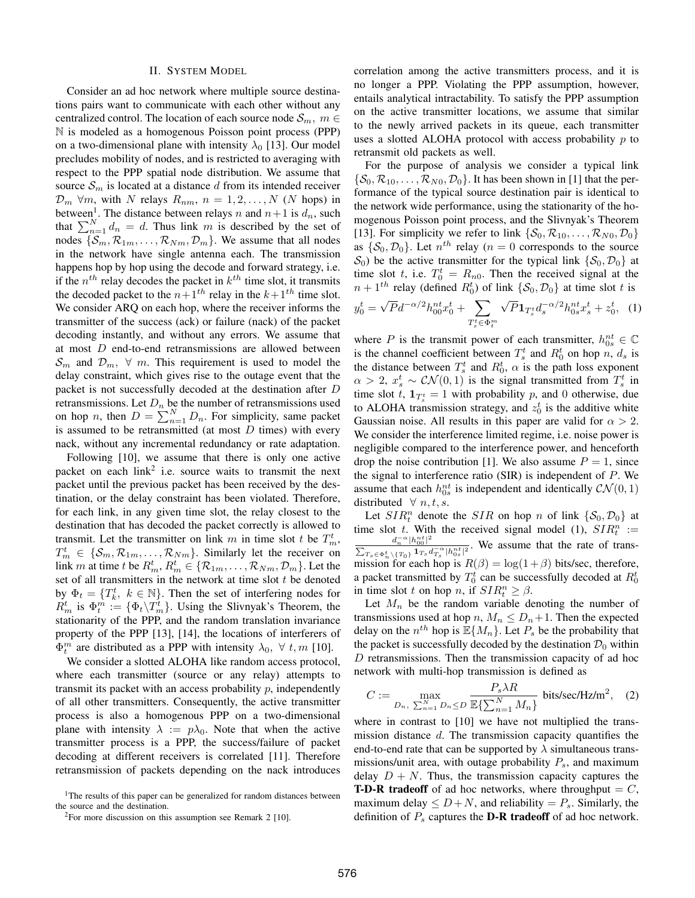## II. System Model

Consider an ad hoc network where multiple source destinations pairs want to communicate with each other without any centralized control. The location of each source node $\mathcal{S}_m$, $m \in \mathbb{N}$ is modeled as a homogenous Poisson point process (PPP) on a two-dimensional plane with intensity $\lambda_0$ [13]. Our model precludes mobility of nodes, and is restricted to averaging with respect to the PPP spatial node distribution. We assume that source $\mathcal{S}_m$ is located at a distance $d$ from its intended receiver $\mathcal{D}_m$ $\forall m$, with $N$ relays $R_{nm}$, $n = 1, 2, \dots, N$ ($N$ hops) in between[1]. The distance between relays $n$ and $n+1$ is $d_n$, such that $\sum_{n=1}^{N} d_n = d$. Thus link $m$ is described by the set of nodes $\{\mathcal{S}_m, \mathcal{R}_{1m}, \dots, \mathcal{R}_{Nm}, \mathcal{D}_m\}$. We assume that all nodes in the network have single antenna each. The transmission happens hop by hop using the decode and forward strategy, i.e. if the $n^{th}$ relay decodes the packet in $k^{th}$ time slot, it transmits the decoded packet to the $n+1^{th}$ relay in the $k+1^{th}$ time slot. We consider ARQ on each hop, where the receiver informs the transmitter of the success (ack) or failure (nack) of the packet decoding instantly, and without any errors. We assume that at most $D$ end-to-end retransmissions are allowed between $\mathcal{S}_m$ and $\mathcal{D}_m$, $\forall$ $m$. This requirement is used to model the delay constraint, which gives rise to the outage event that the packet is not successfully decoded at the destination after $D$ retransmissions. Let $D_n$ be the number of retransmissions used on hop $n$, then $D = \sum_{n=1}^{N} D_n$. For simplicity, same packet is assumed to be retransmitted (at most $D$ times) with every nack, without any incremental redundancy or rate adaptation.

Following [10], we assume that there is only one active packet on each link[2] i.e. source waits to transmit the next packet until the previous packet has been received by the destination, or the delay constraint has been violated. Therefore, for each link, in any given time slot, the relay closest to the destination that has decoded the packet correctly is allowed to transmit. Let the transmitter on link $m$ in time slot $t$ be $T_m^t$, $T_m^t \in \{\mathcal{S}_m, \mathcal{R}_{1m}, \dots, \mathcal{R}_{Nm}\}$. Similarly let the receiver on link $m$ at time $t$ be $R_m^t$, $R_m^t \in \{\mathcal{R}_{1m}, \dots, \mathcal{R}_{Nm}, \mathcal{D}_m\}$. Let the set of all transmitters in the network at time slot $t$ be denoted by $\Phi_t = \{T_k^t, \ k \in \mathbb{N}\}$. Then the set of interfering nodes for $R_m^t$ is $\Phi_t^m := \{\Phi_t \backslash T_m^t\}$. Using the Slivnyak's Theorem, the stationarity of the PPP, and the random translation invariance property of the PPP [13], [14], the locations of interferers of $\Phi_t^m$ are distributed as a PPP with intensity $\lambda_0$, $\forall$ $t, m$ [10].

We consider a slotted ALOHA like random access protocol, where each transmitter (source or any relay) attempts to transmit its packet with an access probability $p$, independently of all other transmitters. Consequently, the active transmitter process is also a homogenous PPP on a two-dimensional plane with intensity $\lambda := p\lambda_0$. Note that when the active transmitter process is a PPP, the success/failure of packet decoding at different receivers is correlated [11]. Therefore retransmission of packets depending on the nack introduces correlation among the active transmitters process, and it is no longer a PPP. Violating the PPP assumption, however, entails analytical intractability. To satisfy the PPP assumption on the active transmitter locations, we assume that similar to the newly arrived packets in its queue, each transmitter uses a slotted ALOHA protocol with access probability $p$ to retransmit old packets as well.

For the purpose of analysis we consider a typical link $\{\mathcal{S}_0, \mathcal{R}_{10}, \dots, \mathcal{R}_{N0}, \mathcal{D}_0\}$. It has been shown in [1] that the performance of the typical source destination pair is identical to the network wide performance, using the stationarity of the homogenous Poisson point process, and the Slivnyak's Theorem [13]. For simplicity we refer to link $\{\mathcal{S}_0, \mathcal{R}_{10}, \dots, \mathcal{R}_{N0}, \mathcal{D}_0\}$ as $\{\mathcal{S}_0, \mathcal{D}_0\}$. Let $n^{th}$ relay ($n = 0$ corresponds to the source $\mathcal{S}_0$) be the active transmitter for the typical link $\{\mathcal{S}_0, \mathcal{D}_0\}$ at time slot $t$, i.e. $T_0^t = R_{n0}$. Then the received signal at the $n+1^{th}$ relay (defined $R_0^t$) of link $\{\mathcal{S}_0, \mathcal{D}_0\}$ at time slot $t$ is

$$y_0^t = \sqrt{P} d^{-\alpha/2} h_{00}^{nt} x_0^t + \sum_{T_s^t \in \Phi_t^m} \sqrt{P} \mathbf{1}_{T_s^t} d_s^{-\alpha/2} h_{0s}^{nt} x_s^t + z_0^t, \quad (1)$$

where $P$ is the transmit power of each transmitter, $h_{0s}^{nt} \in \mathbb{C}$ is the channel coefficient between $T_s^t$ and $R_0^t$ on hop $n$, $d_s$ is the distance between $T_s^t$ and $R_0^t$, $\alpha$ is the path loss exponent $\alpha > 2$, $x_s^t \sim \mathcal{CN}(0, 1)$ is the signal transmitted from $T_s^t$ in time slot $t$, $\mathbf{1}_{T_s^t} = 1$ with probability $p$, and 0 otherwise, due to ALOHA transmission strategy, and $z_0^t$ is the additive white Gaussian noise. All results in this paper are valid for $\alpha > 2$. We consider the interference limited regime, i.e. noise power is negligible compared to the interference power, and henceforth drop the noise contribution [1]. We also assume $P = 1$, since the signal to interference ratio (SIR) is independent of $P$. We assume that each $h_{0s}^{nt}$ is independent and identically $\mathcal{CN}(0, 1)$ distributed $\forall$ $n, t, s$.

Let $SIR_t^n$ denote the $SIR$ on hop $n$ of link $\{\mathcal{S}_0, \mathcal{D}_0\}$ at time slot $t$. With the received signal model (1), $SIR_t^n := \frac{d_n^{-\alpha} |h_{00}^{nt}|^2}{\sum_{T_s \in \Phi_n^t \backslash \{T_0\}} \mathbf{1}_{T_s} d_{T_s}^{-\alpha} |h_{0s}^{nt}|^2}$. We assume that the rate of transmission for each hop is $R(\beta) = \log(1+\beta)$ bits/sec, therefore, a packet transmitted by $T_0^t$ can be successfully decoded at $R_0^t$ in time slot $t$ on hop $n$, if $SIR_t^n \geq \beta$.

Let $M_n$ be the random variable denoting the number of transmissions used at hop $n$, $M_n \leq D_n + 1$. Then the expected delay on the $n^{th}$ hop is $\mathbb{E}\{M_n\}$. Let $P_s$ be the probability that the packet is successfully decoded by the destination $\mathcal{D}_0$ within $D$ retransmissions. Then the transmission capacity of ad hoc network with multi-hop transmission is defined as

$$C := \max_{D_n, \ \sum_{n=1}^{N} D_n \leq D} \frac{P_s \lambda R}{\mathbb{E}\{\sum_{n=1}^{N} M_n\}} \text{ bits/sec/Hz/m}^2, \quad (2)$$

where in contrast to [10] we have not multiplied the transmission distance $d$. The transmission capacity quantifies the end-to-end rate that can be supported by $\lambda$ simultaneous transmissions/unit area, with outage probability $P_s$, and maximum delay $D + N$. Thus, the transmission capacity captures the **T-D-R tradeoff** of ad hoc networks, where throughput = $C$, maximum delay $\leq D + N$, and reliability = $P_s$. Similarly, the definition of $P_s$ captures the **D-R tradeoff** of ad hoc network.

[1]The results of this paper can be generalized for random distances between the source and the destination.

[2]For more discussion on this assumption see Remark 2 [10].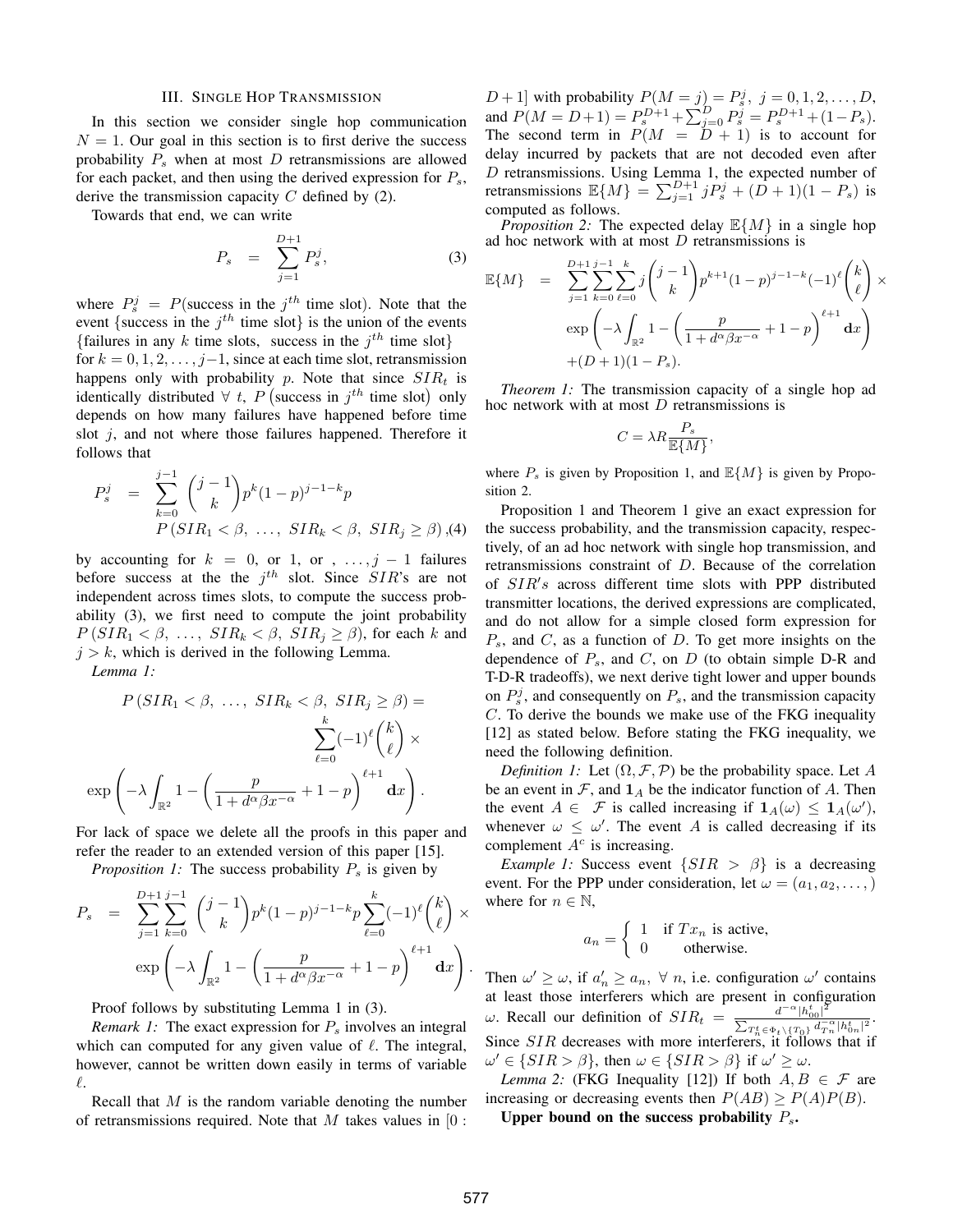## III. Single Hop Transmission

In this section we consider single hop communication $N = 1$. Our goal in this section is to first derive the success probability $P_s$ when at most $D$ retransmissions are allowed for each packet, and then using the derived expression for $P_s$, derive the transmission capacity $C$ defined by (2).

Towards that end, we can write

$$P_s = \sum_{j=1}^{D+1} P_s^j, \quad (3)$$

where $P_s^j = P(\text{success in the } j^{th} \text{ time slot})$. Note that the event $\{\text{success in the } j^{th} \text{ time slot}\}$ is the union of the events $\{\text{failures in any } k \text{ time slots, success in the } j^{th} \text{ time slot}\}$ for $k = 0, 1, 2, \ldots, j-1$, since at each time slot, retransmission happens only with probability $p$. Note that since $SIR_t$ is identically distributed $\forall\ t$, $P\left(\text{success in } j^{th} \text{ time slot}\right)$ only depends on how many failures have happened before time slot $j$, and not where those failures happened. Therefore it follows that

$$P_s^j = \sum_{k=0}^{j-1} \binom{j-1}{k} p^k (1-p)^{j-1-k} p \; P\left(SIR_1 < \beta,\ \ldots,\ SIR_k < \beta,\ SIR_j \geq \beta\right), \quad (4)$$

by accounting for $k = 0$, or 1, or , $\ldots, j-1$ failures before success at the the $j^{th}$ slot. Since $SIR$'s are not independent across times slots, to compute the success probability (3), we first need to compute the joint probability $P\left(SIR_1 < \beta,\ \ldots,\ SIR_k < \beta,\ SIR_j \geq \beta\right)$, for each $k$ and $j > k$, which is derived in the following Lemma.

*Lemma 1:*

$$P\left(SIR_1 < \beta,\ \ldots,\ SIR_k < \beta,\ SIR_j \geq \beta\right) = \sum_{\ell=0}^{k} (-1)^\ell \binom{k}{\ell} \times \exp\left(-\lambda \int_{\mathbb{R}^2} 1 - \left(\frac{p}{1 + d^\alpha \beta x^{-\alpha}} + 1 - p\right)^{\ell+1} \mathbf{d}x\right).$$

For lack of space we delete all the proofs in this paper and refer the reader to an extended version of this paper [15].

*Proposition 1:* The success probability $P_s$ is given by

$$P_s = \sum_{j=1}^{D+1} \sum_{k=0}^{j-1} \binom{j-1}{k} p^k (1-p)^{j-1-k} p \sum_{\ell=0}^{k} (-1)^\ell \binom{k}{\ell} \times \exp\left(-\lambda \int_{\mathbb{R}^2} 1 - \left(\frac{p}{1 + d^\alpha \beta x^{-\alpha}} + 1 - p\right)^{\ell+1} \mathbf{d}x\right).$$

Proof follows by substituting Lemma 1 in (3).

*Remark 1:* The exact expression for $P_s$ involves an integral which can computed for any given value of $\ell$. The integral, however, cannot be written down easily in terms of variable $\ell$.

Recall that $M$ is the random variable denoting the number of retransmissions required. Note that $M$ takes values in $[0 : D+1]$ with probability $P(M = j) = P_s^j,\ j = 0, 1, 2, \ldots, D$, and $P(M = D+1) = P_s^{D+1} + \sum_{j=0}^{D} P_s^j = P_s^{D+1} + (1 - P_s)$. The second term in $P(M = D+1)$ is to account for delay incurred by packets that are not decoded even after $D$ retransmissions. Using Lemma 1, the expected number of retransmissions $\mathbb{E}\{M\} = \sum_{j=1}^{D+1} j P_s^j + (D+1)(1 - P_s)$ is computed as follows.

*Proposition 2:* The expected delay $\mathbb{E}\{M\}$ in a single hop ad hoc network with at most $D$ retransmissions is

$$\mathbb{E}\{M\} = \sum_{j=1}^{D+1} \sum_{k=0}^{j-1} \sum_{\ell=0}^{k} j \binom{j-1}{k} p^{k+1} (1-p)^{j-1-k} (-1)^\ell \binom{k}{\ell} \times \exp\left(-\lambda \int_{\mathbb{R}^2} 1 - \left(\frac{p}{1 + d^\alpha \beta x^{-\alpha}} + 1 - p\right)^{\ell+1} \mathbf{d}x\right) + (D+1)(1 - P_s).$$

*Theorem 1:* The transmission capacity of a single hop ad hoc network with at most $D$ retransmissions is

$$C = \lambda R \frac{P_s}{\mathbb{E}\{M\}},$$

where $P_s$ is given by Proposition 1, and $\mathbb{E}\{M\}$ is given by Proposition 2.

Proposition 1 and Theorem 1 give an exact expression for the success probability, and the transmission capacity, respectively, of an ad hoc network with single hop transmission, and retransmissions constraint of $D$. Because of the correlation of $SIR's$ across different time slots with PPP distributed transmitter locations, the derived expressions are complicated, and do not allow for a simple closed form expression for $P_s$, and $C$, as a function of $D$. To get more insights on the dependence of $P_s$, and $C$, on $D$ (to obtain simple D-R and T-D-R tradeoffs), we next derive tight lower and upper bounds on $P_s^j$, and consequently on $P_s$, and the transmission capacity $C$. To derive the bounds we make use of the FKG inequality [12] as stated below. Before stating the FKG inequality, we need the following definition.

*Definition 1:* Let $(\Omega, \mathcal{F}, \mathcal{P})$ be the probability space. Let $A$ be an event in $\mathcal{F}$, and $\mathbf{1}_A$ be the indicator function of $A$. Then the event $A \in \mathcal{F}$ is called increasing if $\mathbf{1}_A(\omega) \leq \mathbf{1}_A(\omega')$, whenever $\omega \leq \omega'$. The event $A$ is called decreasing if its complement $A^c$ is increasing.

*Example 1:* Success event $\{SIR > \beta\}$ is a decreasing event. For the PPP under consideration, let $\omega = (a_1, a_2, \ldots,)$ where for $n \in \mathbb{N}$,

$$a_n = \begin{cases} 1 & \text{if } Tx_n \text{ is active,} \\ 0 & \text{otherwise.} \end{cases}$$

Then $\omega' \geq \omega$, if $a'_n \geq a_n,\ \forall\ n$, i.e. configuration $\omega'$ contains at least those interferers which are present in configuration $\omega$. Recall our definition of $SIR_t = \frac{d^{-\alpha}|h_{00}^t|^2}{\sum_{T_n^t \in \Phi_t \setminus \{T_0\}} d_{Tn}^{-\alpha}|h_{0n}^t|^2}$. Since $SIR$ decreases with more interferers, it follows that if $\omega' \in \{SIR > \beta\}$, then $\omega \in \{SIR > \beta\}$ if $\omega' \geq \omega$.

*Lemma 2:* (FKG Inequality [12]) If both $A, B \in \mathcal{F}$ are increasing or decreasing events then $P(AB) \geq P(A)P(B)$.

**Upper bound on the success probability $P_s$.**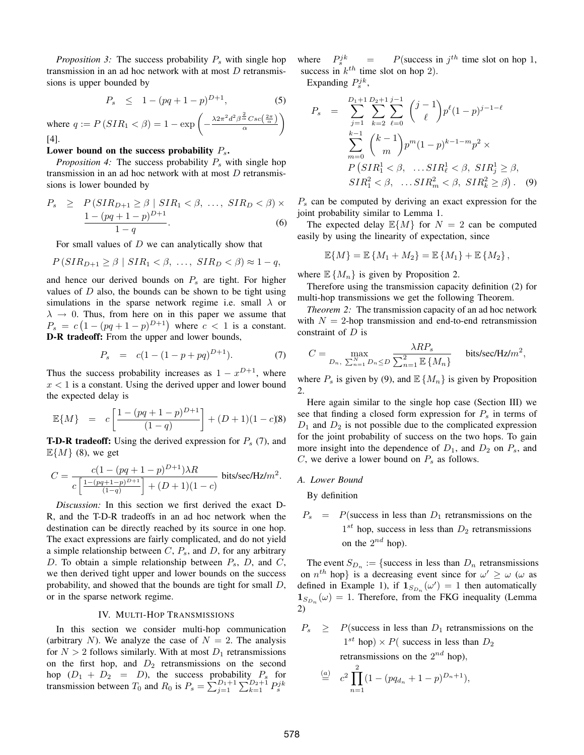*Proposition 3:* The success probability $P_s$ with single hop transmission in an ad hoc network with at most $D$ retransmissions is upper bounded by

$$P_s \quad \leq \quad 1-(pq+1-p)^{D+1}, \tag{5}$$

where $q := P\left(SIR_1 < \beta\right) = 1 - \exp\left(-\frac{\lambda 2\pi^2 d^2 \beta^{\frac{2}{\alpha}} Csc\left(\frac{2\pi}{\alpha}\right)}{\alpha}\right)$ [4].

**Lower bound on the success probability $P_s$.**

*Proposition 4:* The success probability $P_s$ with single hop transmission in an ad hoc network with at most $D$ retransmissions is lower bounded by

$$P_s \quad \geq \quad P\left(SIR_{D+1} \geq \beta \mid SIR_1 < \beta,\ \ldots,\ SIR_D < \beta\right) \times \frac{1-(pq+1-p)^{D+1}}{1-q}. \tag{6}$$

For small values of $D$ we can analytically show that

$$P\left(SIR_{D+1} \geq \beta \mid SIR_1 < \beta,\ \ldots,\ SIR_D < \beta\right) \approx 1-q,$$

and hence our derived bounds on $P_s$ are tight. For higher values of $D$ also, the bounds can be shown to be tight using simulations in the sparse network regime i.e. small $\lambda$ or $\lambda \to 0$. Thus, from here on in this paper we assume that $P_s = c\left(1-(pq+1-p)^{D+1}\right)$ where $c < 1$ is a constant.

**D-R tradeoff:** From the upper and lower bounds,

$$P_s \quad = \quad c(1-(1-p+pq)^{D+1}). \tag{7}$$

Thus the success probability increases as $1 - x^{D+1}$, where $x < 1$ is a constant. Using the derived upper and lower bound the expected delay is

$$\mathbb{E}\{M\} \quad = \quad c\left[\frac{1-(pq+1-p)^{D+1}}{(1-q)}\right] + (D+1)(1-c) \tag{8}$$

**T-D-R tradeoff:** Using the derived expression for $P_s$ (7), and $\mathbb{E}\{M\}$ (8), we get

$$C = \frac{c(1-(pq+1-p)^{D+1})\lambda R}{c\left[\frac{1-(pq+1-p)^{D+1}}{(1-q)}\right] + (D+1)(1-c)} \text{ bits/sec/Hz}/m^2.$$

*Discussion:* In this section we first derived the exact D-R, and the T-D-R tradeoffs in an ad hoc network when the destination can be directly reached by its source in one hop. The exact expressions are fairly complicated, and do not yield a simple relationship between $C$, $P_s$, and $D$, for any arbitrary $D$. To obtain a simple relationship between $P_s$, $D$, and $C$, we then derived tight upper and lower bounds on the success probability, and showed that the bounds are tight for small $D$, or in the sparse network regime.

## IV. Multi-Hop Transmissions

In this section we consider multi-hop communication (arbitrary $N$). We analyze the case of $N = 2$. The analysis for $N > 2$ follows similarly. With at most $D_1$ retransmissions on the first hop, and $D_2$ retransmissions on the second hop ($D_1 + D_2 = D$), the success probability $P_s$ for transmission between $T_0$ and $R_0$ is $P_s = \sum_{j=1}^{D_1+1}\sum_{k=1}^{D_2+1} P_s^{jk}$ where $P_s^{jk} = P(\text{success in } j^{th} \text{ time slot on hop 1, success in } k^{th} \text{ time slot on hop 2})$.

Expanding $P_s^{jk}$,

$$\begin{aligned} P_s \quad = \quad & \sum_{j=1}^{D_1+1}\sum_{k=2}^{D_2+1}\sum_{\ell=0}^{j-1} \binom{j-1}{\ell} p^{\ell}(1-p)^{j-1-\ell} \\ & \sum_{m=0}^{k-1}\binom{k-1}{m} p^m (1-p)^{k-1-m} p^2 \times \\ & P\left(SIR_1^1 < \beta,\ \ldots SIR_\ell^1 < \beta,\ SIR_j^1 \geq \beta,\right. \\ & \left. SIR_1^2 < \beta,\ \ldots SIR_m^2 < \beta,\ SIR_k^2 \geq \beta\right). \end{aligned} \tag{9}$$

$P_s$ can be computed by deriving an exact expression for the joint probability similar to Lemma 1.

The expected delay $\mathbb{E}\{M\}$ for $N = 2$ can be computed easily by using the linearity of expectation, since

$$\mathbb{E}\{M\} = \mathbb{E}\left\{M_1 + M_2\right\} = \mathbb{E}\left\{M_1\right\} + \mathbb{E}\left\{M_2\right\},$$

where $\mathbb{E}\left\{M_n\right\}$ is given by Proposition 2.

Therefore using the transmission capacity definition (2) for multi-hop transmissions we get the following Theorem.

*Theorem 2:* The transmission capacity of an ad hoc network with $N = 2$-hop transmission and end-to-end retransmission constraint of $D$ is

$$C = \max_{D_n,\ \sum_{n=1}^{N} D_n \leq D} \frac{\lambda R P_s}{\sum_{n=1}^{2}\mathbb{E}\left\{M_n\right\}} \quad \text{bits/sec/Hz}/m^2,$$

where $P_s$ is given by (9), and $\mathbb{E}\left\{M_n\right\}$ is given by Proposition 2.

Here again similar to the single hop case (Section III) we see that finding a closed form expression for $P_s$ in terms of $D_1$ and $D_2$ is not possible due to the complicated expression for the joint probability of success on the two hops. To gain more insight into the dependence of $D_1$, and $D_2$ on $P_s$, and $C$, we derive a lower bound on $P_s$ as follows.

### A. Lower Bound

By definition

$$P_s \quad = \quad P(\text{success in less than } D_1 \text{ retransmissions on the } 1^{st} \text{ hop, success in less than } D_2 \text{ retransmissions on the } 2^{nd} \text{ hop}).$$

The event $S_{D_n} :=$ {success in less than $D_n$ retransmissions on $n^{th}$ hop} is a decreasing event since for $\omega' \geq \omega$ ($\omega$ as defined in Example 1), if $\mathbf{1}_{S_{D_n}}(\omega') = 1$ then automatically $\mathbf{1}_{S_{D_n}}(\omega) = 1$. Therefore, from the FKG inequality (Lemma 2)

$$\begin{aligned} P_s \quad \geq \quad & P(\text{success in less than } D_1 \text{ retransmissions on the } 1^{st} \text{ hop}) \times P(\text{ success in less than } D_2 \text{ retransmissions on the } 2^{nd} \text{ hop}), \\ \stackrel{(a)}{=} \quad & c^2 \prod_{n=1}^{2}(1-(pq_{d_n}+1-p)^{D_n+1}), \end{aligned}$$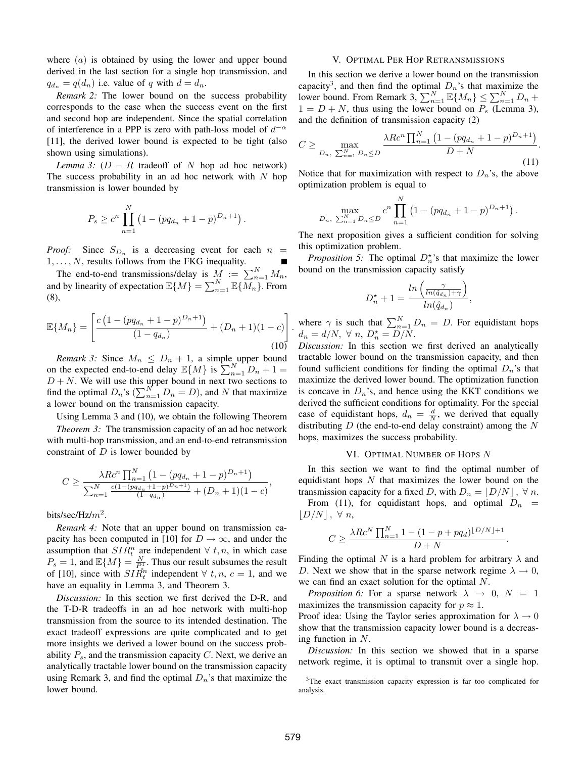where $(a)$ is obtained by using the lower and upper bound derived in the last section for a single hop transmission, and $q_{d_n} = q(d_n)$ i.e. value of $q$ with $d = d_n$.

*Remark 2:* The lower bound on the success probability corresponds to the case when the success event on the first and second hop are independent. Since the spatial correlation of interference in a PPP is zero with path-loss model of $d^{-\alpha}$ [11], the derived lower bound is expected to be tight (also shown using simulations).

*Lemma 3:* ($D - R$ tradeoff of $N$ hop ad hoc network) The success probability in an ad hoc network with $N$ hop transmission is lower bounded by

$$P_s \geq c^n \prod_{n=1}^{N} \left(1 - (pq_{d_n} + 1 - p)^{D_n+1}\right).$$

*Proof:* Since $S_{D_n}$ is a decreasing event for each $n = 1, \dots, N$, results follows from the FKG inequality. ∎

The end-to-end transmissions/delay is $M := \sum_{n=1}^{N} M_n$, and by linearity of expectation $\mathbb{E}\{M\} = \sum_{n=1}^{N} \mathbb{E}\{M_n\}$. From (8),

$$\mathbb{E}\{M_n\} = \left[\frac{c\left(1 - (pq_{d_n} + 1 - p)^{D_n+1}\right)}{(1 - q_{d_n})} + (D_n + 1)(1 - c)\right]. \quad (10)$$

*Remark 3:* Since $M_n \leq D_n + 1$, a simple upper bound on the expected end-to-end delay $\mathbb{E}\{M\}$ is $\sum_{n=1}^{N} D_n + 1 = D + N$. We will use this upper bound in next two sections to find the optimal $D_n$'s ($\sum_{n=1}^{N} D_n = D$), and $N$ that maximize a lower bound on the transmission capacity.

Using Lemma 3 and (10), we obtain the following Theorem

*Theorem 3:* The transmission capacity of an ad hoc network with multi-hop transmission, and an end-to-end retransmission constraint of $D$ is lower bounded by

$$C \geq \frac{\lambda R c^n \prod_{n=1}^{N} \left(1 - (pq_{d_n} + 1 - p)^{D_n+1}\right)}{\sum_{n=1}^{N} \frac{c(1-(pq_{d_n}+1-p)^{D_n+1})}{(1-q_{d_n})} + (D_n + 1)(1 - c)},$$

bits/sec/Hz/$m^2$.

*Remark 4:* Note that an upper bound on transmission capacity has been computed in [10] for $D \to \infty$, and under the assumption that $SIR_t^n$ are independent $\forall\ t, n$, in which case $P_s = 1$, and $\mathbb{E}\{M\} = \frac{N}{P_t^s}$. Thus our result subsumes the result of [10], since with $SIR_t^n$ independent $\forall\ t, n$, $c = 1$, and we have an equality in Lemma 3, and Theorem 3.

*Discussion:* In this section we first derived the D-R, and the T-D-R tradeoffs in an ad hoc network with multi-hop transmission from the source to its intended destination. The exact tradeoff expressions are quite complicated and to get more insights we derived a lower bound on the success probability $P_s$, and the transmission capacity $C$. Next, we derive an analytically tractable lower bound on the transmission capacity using Remark 3, and find the optimal $D_n$'s that maximize the lower bound.

## V. Optimal Per Hop Retransmissions

In this section we derive a lower bound on the transmission capacity[3], and then find the optimal $D_n$'s that maximize the lower bound. From Remark 3, $\sum_{n=1}^{N} \mathbb{E}\{M_n\} \leq \sum_{n=1}^{N} D_n + 1 = D + N$, thus using the lower bound on $P_s$ (Lemma 3), and the definition of transmission capacity (2)

$$C \geq \max_{D_n,\ \sum_{n=1}^{N} D_n \leq D} \frac{\lambda R c^n \prod_{n=1}^{N} \left(1 - (pq_{d_n} + 1 - p)^{D_n+1}\right)}{D + N}. \quad (11)$$

Notice that for maximization with respect to $D_n$'s, the above optimization problem is equal to

$$\max_{D_n,\ \sum_{n=1}^{N} D_n \leq D} c^n \prod_{n=1}^{N} \left(1 - (pq_{d_n} + 1 - p)^{D_n+1}\right).$$

The next proposition gives a sufficient condition for solving this optimization problem.

*Proposition 5:* The optimal $D_n^\star$'s that maximize the lower bound on the transmission capacity satisfy

$$D_n^\star + 1 = \frac{ln\left(\frac{\gamma}{ln(\hat{q}_{d_n}) + \gamma}\right)}{ln(\hat{q}_{d_n})},$$

where $\gamma$ is such that $\sum_{n=1}^{N} D_n = D$. For equidistant hops $d_n = d/N,\ \forall\ n,\ D_n^\star = D/N$.

*Discussion:* In this section we first derived an analytically tractable lower bound on the transmission capacity, and then found sufficient conditions for finding the optimal $D_n$'s that maximize the derived lower bound. The optimization function is concave in $D_n$'s, and hence using the KKT conditions we derived the sufficient conditions for optimality. For the special case of equidistant hops, $d_n = \frac{d}{N}$, we derived that equally distributing $D$ (the end-to-end delay constraint) among the $N$ hops, maximizes the success probability.

## VI. Optimal Number of Hops $N$

In this section we want to find the optimal number of equidistant hops $N$ that maximizes the lower bound on the transmission capacity for a fixed $D$, with $D_n = \lfloor D/N \rfloor,\ \forall\ n$.

From (11), for equidistant hops, and optimal $D_n = \lfloor D/N \rfloor,\ \forall\ n$,

$$C \geq \frac{\lambda R c^N \prod_{n=1}^{N} 1 - (1 - p + pq_d)^{\lfloor D/N \rfloor + 1}}{D + N}.$$

Finding the optimal $N$ is a hard problem for arbitrary $\lambda$ and $D$. Next we show that in the sparse network regime $\lambda \to 0$, we can find an exact solution for the optimal $N$.

*Proposition 6:* For a sparse network $\lambda \to 0$, $N = 1$ maximizes the transmission capacity for $p \approx 1$.

Proof idea: Using the Taylor series approximation for $\lambda \to 0$ show that the transmission capacity lower bound is a decreasing function in $N$.

*Discussion:* In this section we showed that in a sparse network regime, it is optimal to transmit over a single hop.

[3] The exact transmission capacity expression is far too complicated for analysis.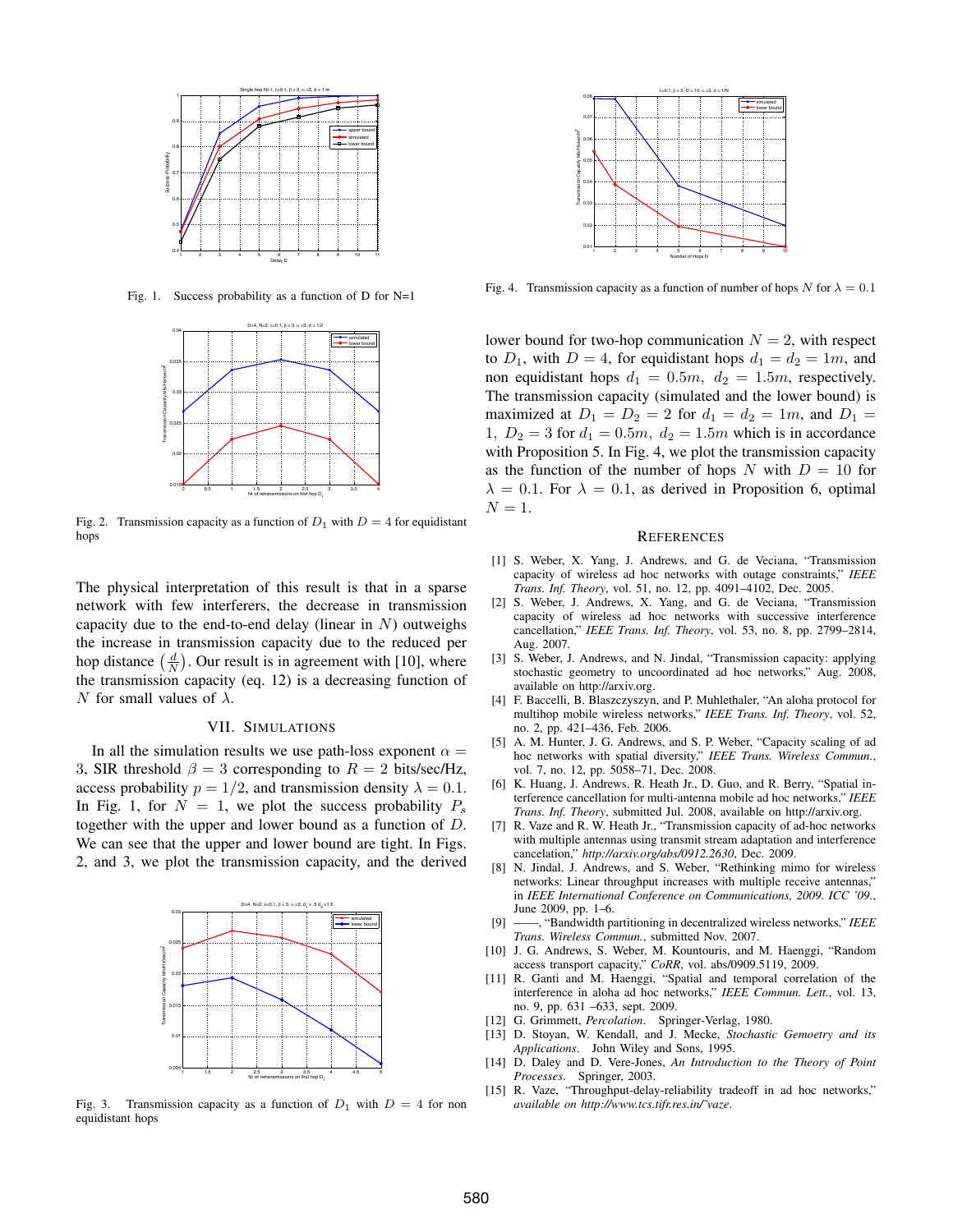Single hop N=1, λ=0.1, β = 3, α =3, d = 1 m

Success Probability

Delay D

upper bound
simulated
lower bound

Fig. 1. Success probability as a function of D for N=1

D=4, N=2, λ=0.1, β = 3, α =3, d = 1/2

Transmission Capacity (bits/Hz/sec/m²)

Nr of retransmissions on first hop $D_1$

simulated
lower bound

Fig. 2. Transmission capacity as a function of $D_1$ with $D = 4$ for equidistant hops

The physical interpretation of this result is that in a sparse network with few interferers, the decrease in transmission capacity due to the end-to-end delay (linear in $N$) outweighs the increase in transmission capacity due to the reduced per hop distance $\left(\frac{d}{N}\right)$. Our result is in agreement with [10], where the transmission capacity (eq. 12) is a decreasing function of $N$ for small values of $\lambda$.

## VII. Simulations

In all the simulation results we use path-loss exponent $\alpha = 3$, SIR threshold $\beta = 3$ corresponding to $R = 2$ bits/sec/Hz, access probability $p = 1/2$, and transmission density $\lambda = 0.1$. In Fig. 1, for $N = 1$, we plot the success probability $P_s$ together with the upper and lower bound as a function of $D$. We can see that the upper and lower bound are tight. In Figs. 2, and 3, we plot the transmission capacity, and the derived lower bound for two-hop communication $N = 2$, with respect to $D_1$, with $D = 4$, for equidistant hops $d_1 = d_2 = 1m$, and non equidistant hops $d_1 = 0.5m,\ d_2 = 1.5m$, respectively. The transmission capacity (simulated and the lower bound) is maximized at $D_1 = D_2 = 2$ for $d_1 = d_2 = 1m$, and $D_1 = 1,\ D_2 = 3$ for $d_1 = 0.5m,\ d_2 = 1.5m$ which is in accordance with Proposition 5. In Fig. 4, we plot the transmission capacity as the function of the number of hops $N$ with $D = 10$ for $\lambda = 0.1$. For $\lambda = 0.1$, as derived in Proposition 6, optimal $N = 1$.

D=4, N=2, λ=0.1, β = 3, α =3, $d_1$ = .5 $d_2$ =1.5

Transmission Capacity (bits/Hz/sec/m²)

Nr of retransmissions on first hop $D_1$

simulated
lower bound

Fig. 3. Transmission capacity as a function of $D_1$ with $D = 4$ for non equidistant hops

λ=0.1, β = 3, D = 10, α =3, d = 1/N

Transmission Capacity (bits/Hz/sec/m²)

Number of Hops N

simulated
lower bound

Fig. 4. Transmission capacity as a function of number of hops $N$ for $\lambda = 0.1$

## References

[1] S. Weber, X. Yang, J. Andrews, and G. de Veciana, "Transmission capacity of wireless ad hoc networks with outage constraints," *IEEE Trans. Inf. Theory*, vol. 51, no. 12, pp. 4091–4102, Dec. 2005.

[2] S. Weber, J. Andrews, X. Yang, and G. de Veciana, "Transmission capacity of wireless ad hoc networks with successive interference cancellation," *IEEE Trans. Inf. Theory*, vol. 53, no. 8, pp. 2799–2814, Aug. 2007.

[3] S. Weber, J. Andrews, and N. Jindal, "Transmission capacity: applying stochastic geometry to uncoordinated ad hoc networks," Aug. 2008, available on http://arxiv.org.

[4] F. Baccelli, B. Blaszczyszyn, and P. Muhlethaler, "An aloha protocol for multihop mobile wireless networks," *IEEE Trans. Inf. Theory*, vol. 52, no. 2, pp. 421–436, Feb. 2006.

[5] A. M. Hunter, J. G. Andrews, and S. P. Weber, "Capacity scaling of ad hoc networks with spatial diversity," *IEEE Trans. Wireless Commun.*, vol. 7, no. 12, pp. 5058–71, Dec. 2008.

[6] K. Huang, J. Andrews, R. Heath Jr., D. Guo, and R. Berry, "Spatial interference cancellation for multi-antenna mobile ad hoc networks," *IEEE Trans. Inf. Theory*, submitted Jul. 2008, available on http://arxiv.org.

[7] R. Vaze and R. W. Heath Jr., "Transmission capacity of ad-hoc networks with multiple antennas using transmit stream adaptation and interference cancelation," *http://arxiv.org/abs/0912.2630*, Dec. 2009.

[8] N. Jindal, J. Andrews, and S. Weber, "Rethinking mimo for wireless networks: Linear throughput increases with multiple receive antennas," in *IEEE International Conference on Communications, 2009. ICC '09.*, June 2009, pp. 1–6.

[9] ——, "Bandwidth partitioning in decentralized wireless networks," *IEEE Trans. Wireless Commun.*, submitted Nov. 2007.

[10] J. G. Andrews, S. Weber, M. Kountouris, and M. Haenggi, "Random access transport capacity," *CoRR*, vol. abs/0909.5119, 2009.

[11] R. Ganti and M. Haenggi, "Spatial and temporal correlation of the interference in aloha ad hoc networks," *IEEE Commun. Lett.*, vol. 13, no. 9, pp. 631 –633, sept. 2009.

[12] G. Grimmett, *Percolation*. Springer-Verlag, 1980.

[13] D. Stoyan, W. Kendall, and J. Mecke, *Stochastic Geometry and its Applications*. John Wiley and Sons, 1995.

[14] D. Daley and D. Vere-Jones, *An Introduction to the Theory of Point Processes*. Springer, 2003.

[15] R. Vaze, "Throughput-delay-reliability tradeoff in ad hoc networks," *available on http://www.tcs.tifr.res.in/˜vaze*.